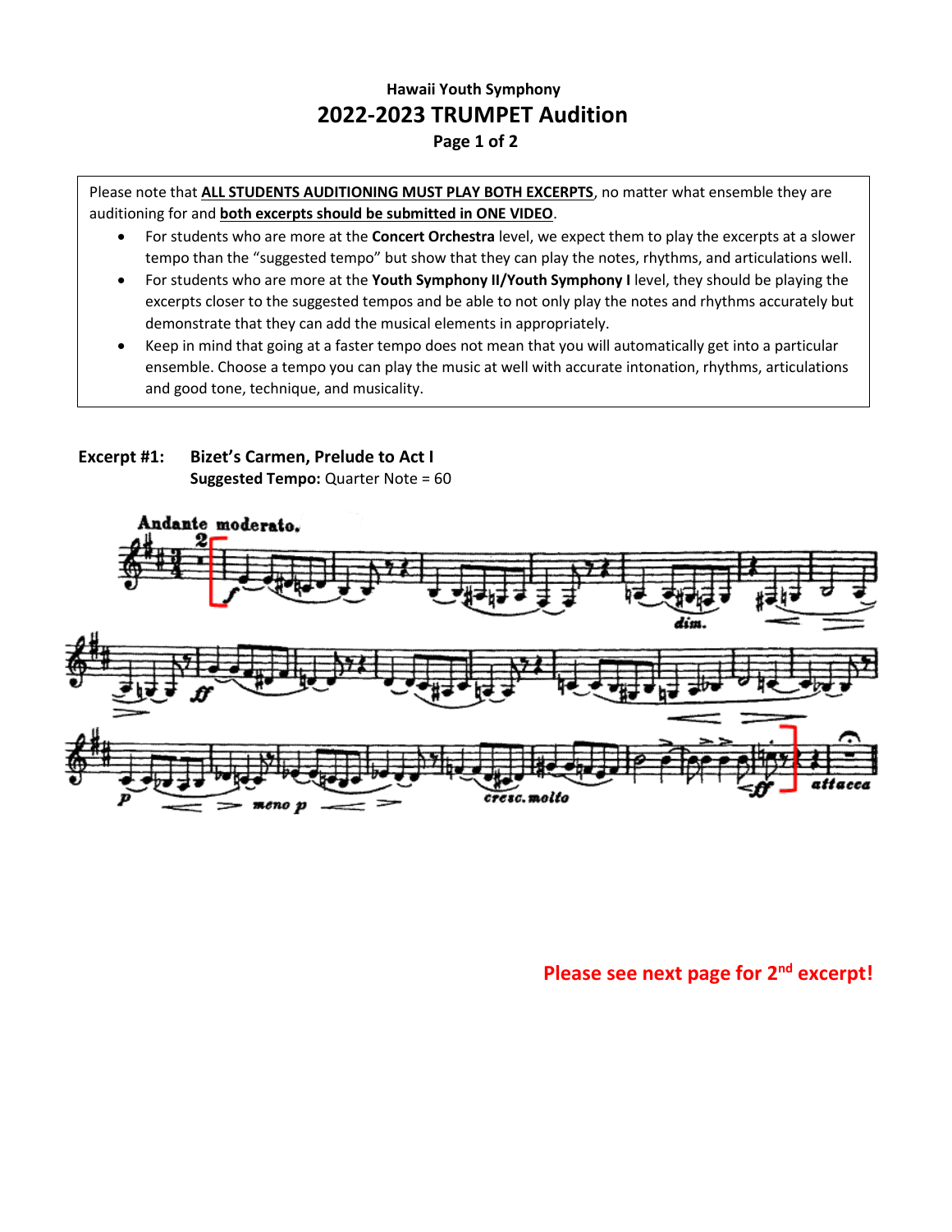**Hawaii Youth Symphony**

# 2022-2023 TRUMPET Audition

**Page 1 of 2**

Please note that **ALL STUDENTS AUDITIONING MUST PLAY BOTH EXCERPTS**, no matter what ensemble they are auditioning for and **both excerpts should be submitted in ONE VIDEO**.

- For students who are more at the **Concert Orchestra** level, we expect them to play the excerpts at a slower tempo than the "suggested tempo" but show that they can play the notes, rhythms, and articulations well.
- For students who are more at the **Youth Symphony II/Youth Symphony I** level, they should be playing the excerpts closer to the suggested tempos and be able to not only play the notes and rhythms accurately but demonstrate that they can add the musical elements in appropriately.
- Keep in mind that going at a faster tempo does not mean that you will automatically get into a particular ensemble. Choose a tempo you can play the music at well with accurate intonation, rhythms, articulations and good tone, technique, and musicality.

**Excerpt #1: Bizet's Carmen, Prelude to Act I**

**Suggested Tempo:** Quarter Note = 60

**Please see next page for 2nd excerpt!**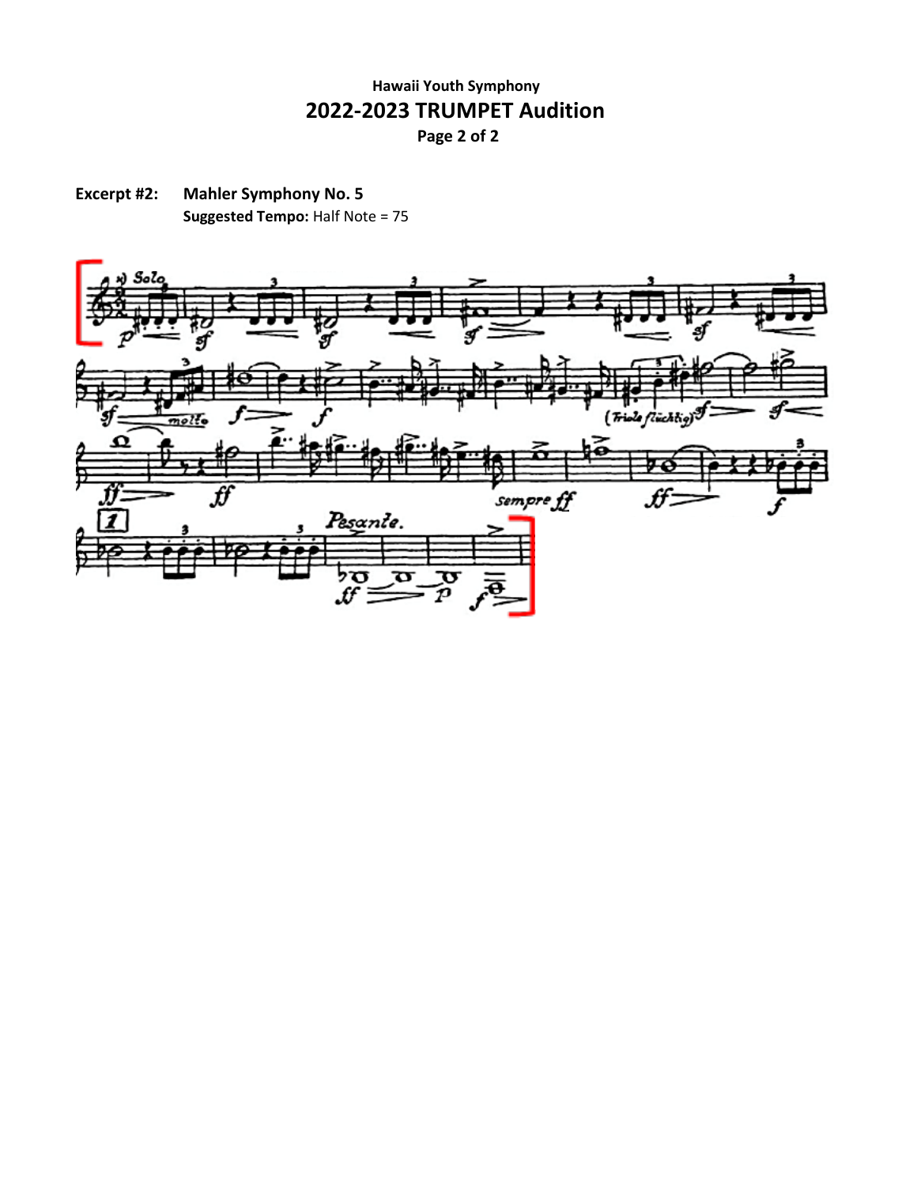**Hawaii Youth Symphony**

# 2022-2023 TRUMPET Audition

**Excerpt #2: Mahler Symphony No. 5**

**Suggested Tempo:** Half Note = 75